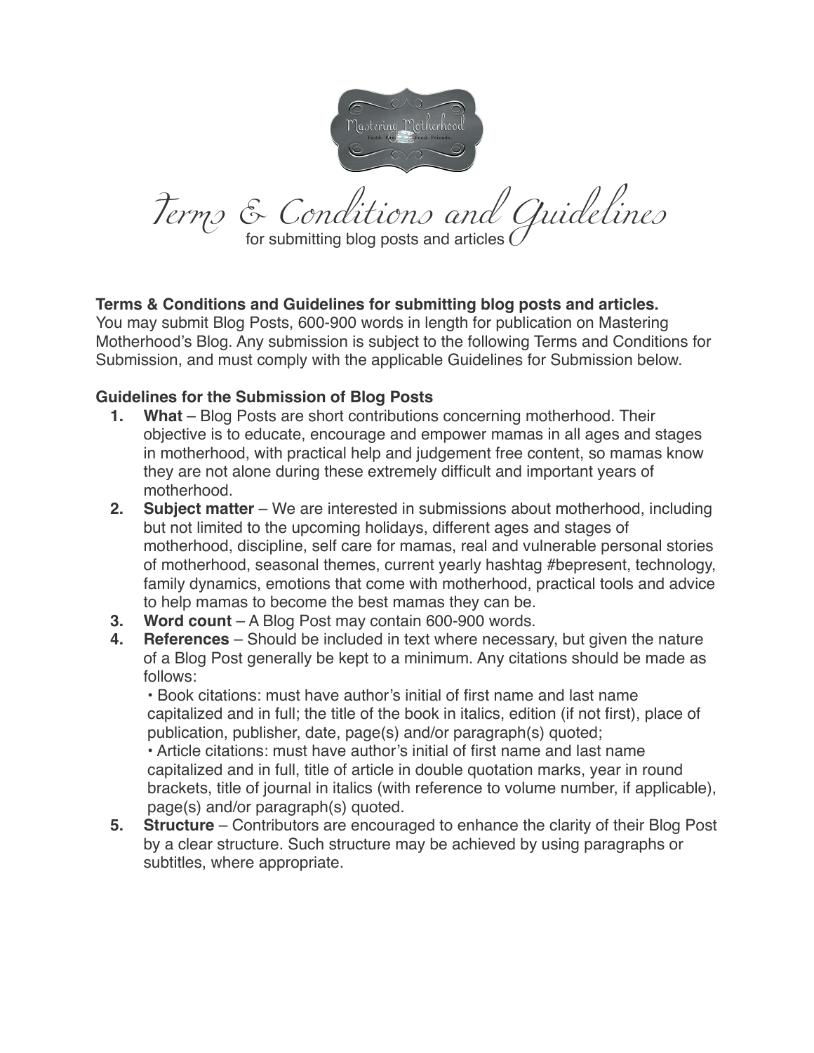# Terms & Conditions and Guidelines

for submitting blog posts and articles

**Terms & Conditions and Guidelines for submitting blog posts and articles.**
You may submit Blog Posts, 600-900 words in length for publication on Mastering Motherhood's Blog. Any submission is subject to the following Terms and Conditions for Submission, and must comply with the applicable Guidelines for Submission below.

**Guidelines for the Submission of Blog Posts**

1. **What** – Blog Posts are short contributions concerning motherhood. Their objective is to educate, encourage and empower mamas in all ages and stages in motherhood, with practical help and judgement free content, so mamas know they are not alone during these extremely difficult and important years of motherhood.
2. **Subject matter** – We are interested in submissions about motherhood, including but not limited to the upcoming holidays, different ages and stages of motherhood, discipline, self care for mamas, real and vulnerable personal stories of motherhood, seasonal themes, current yearly hashtag #bepresent, technology, family dynamics, emotions that come with motherhood, practical tools and advice to help mamas to become the best mamas they can be.
3. **Word count** – A Blog Post may contain 600-900 words.
4. **References** – Should be included in text where necessary, but given the nature of a Blog Post generally be kept to a minimum. Any citations should be made as follows:
   - Book citations: must have author's initial of first name and last name capitalized and in full; the title of the book in italics, edition (if not first), place of publication, publisher, date, page(s) and/or paragraph(s) quoted;
   - Article citations: must have author's initial of first name and last name capitalized and in full, title of article in double quotation marks, year in round brackets, title of journal in italics (with reference to volume number, if applicable), page(s) and/or paragraph(s) quoted.
5. **Structure** – Contributors are encouraged to enhance the clarity of their Blog Post by a clear structure. Such structure may be achieved by using paragraphs or subtitles, where appropriate.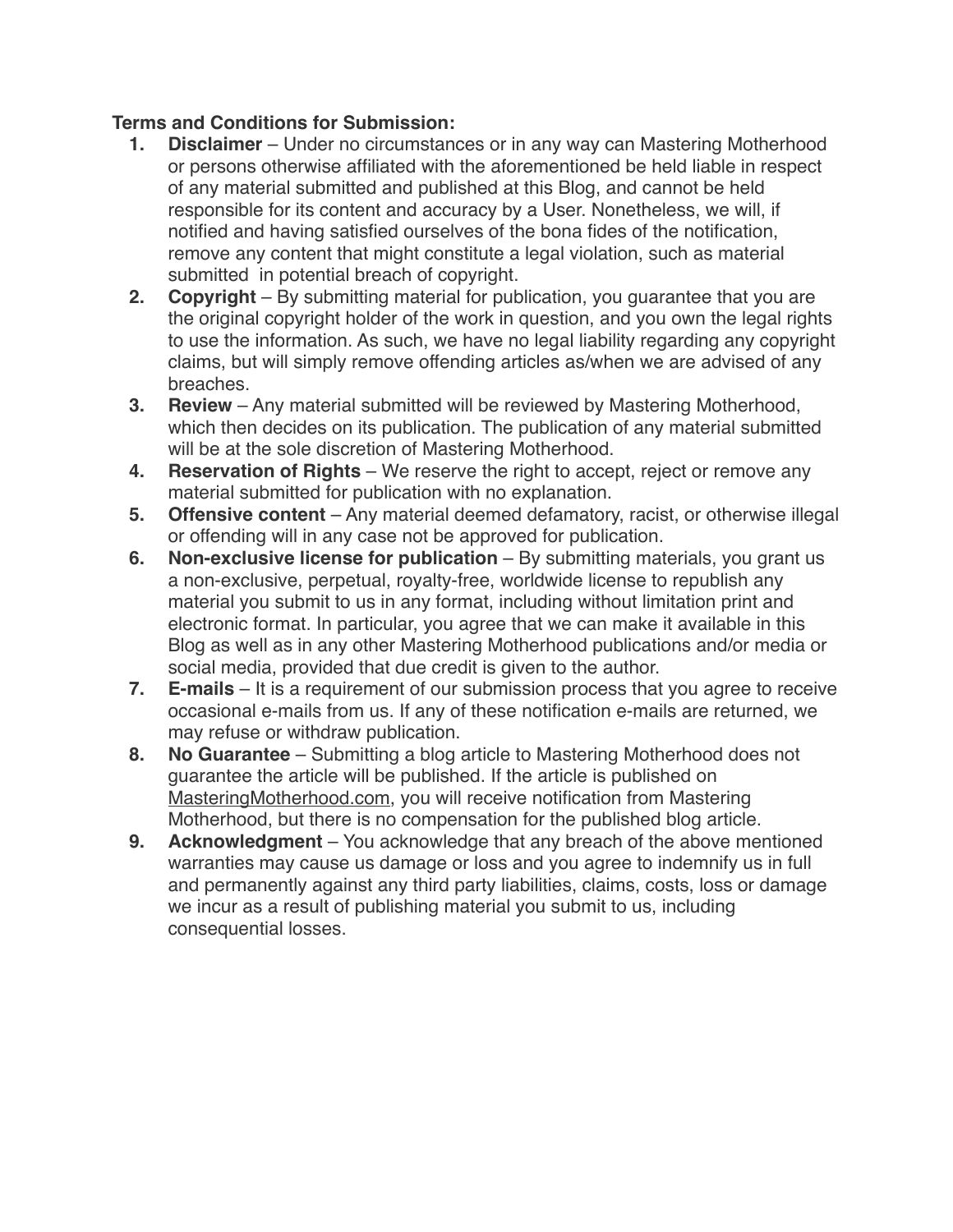**Terms and Conditions for Submission:**

1. **Disclaimer** – Under no circumstances or in any way can Mastering Motherhood or persons otherwise affiliated with the aforementioned be held liable in respect of any material submitted and published at this Blog, and cannot be held responsible for its content and accuracy by a User. Nonetheless, we will, if notified and having satisfied ourselves of the bona fides of the notification, remove any content that might constitute a legal violation, such as material submitted in potential breach of copyright.
2. **Copyright** – By submitting material for publication, you guarantee that you are the original copyright holder of the work in question, and you own the legal rights to use the information. As such, we have no legal liability regarding any copyright claims, but will simply remove offending articles as/when we are advised of any breaches.
3. **Review** – Any material submitted will be reviewed by Mastering Motherhood, which then decides on its publication. The publication of any material submitted will be at the sole discretion of Mastering Motherhood.
4. **Reservation of Rights** – We reserve the right to accept, reject or remove any material submitted for publication with no explanation.
5. **Offensive content** – Any material deemed defamatory, racist, or otherwise illegal or offending will in any case not be approved for publication.
6. **Non-exclusive license for publication** – By submitting materials, you grant us a non-exclusive, perpetual, royalty-free, worldwide license to republish any material you submit to us in any format, including without limitation print and electronic format. In particular, you agree that we can make it available in this Blog as well as in any other Mastering Motherhood publications and/or media or social media, provided that due credit is given to the author.
7. **E-mails** – It is a requirement of our submission process that you agree to receive occasional e-mails from us. If any of these notification e-mails are returned, we may refuse or withdraw publication.
8. **No Guarantee** – Submitting a blog article to Mastering Motherhood does not guarantee the article will be published. If the article is published on MasteringMotherhood.com, you will receive notification from Mastering Motherhood, but there is no compensation for the published blog article.
9. **Acknowledgment** – You acknowledge that any breach of the above mentioned warranties may cause us damage or loss and you agree to indemnify us in full and permanently against any third party liabilities, claims, costs, loss or damage we incur as a result of publishing material you submit to us, including consequential losses.